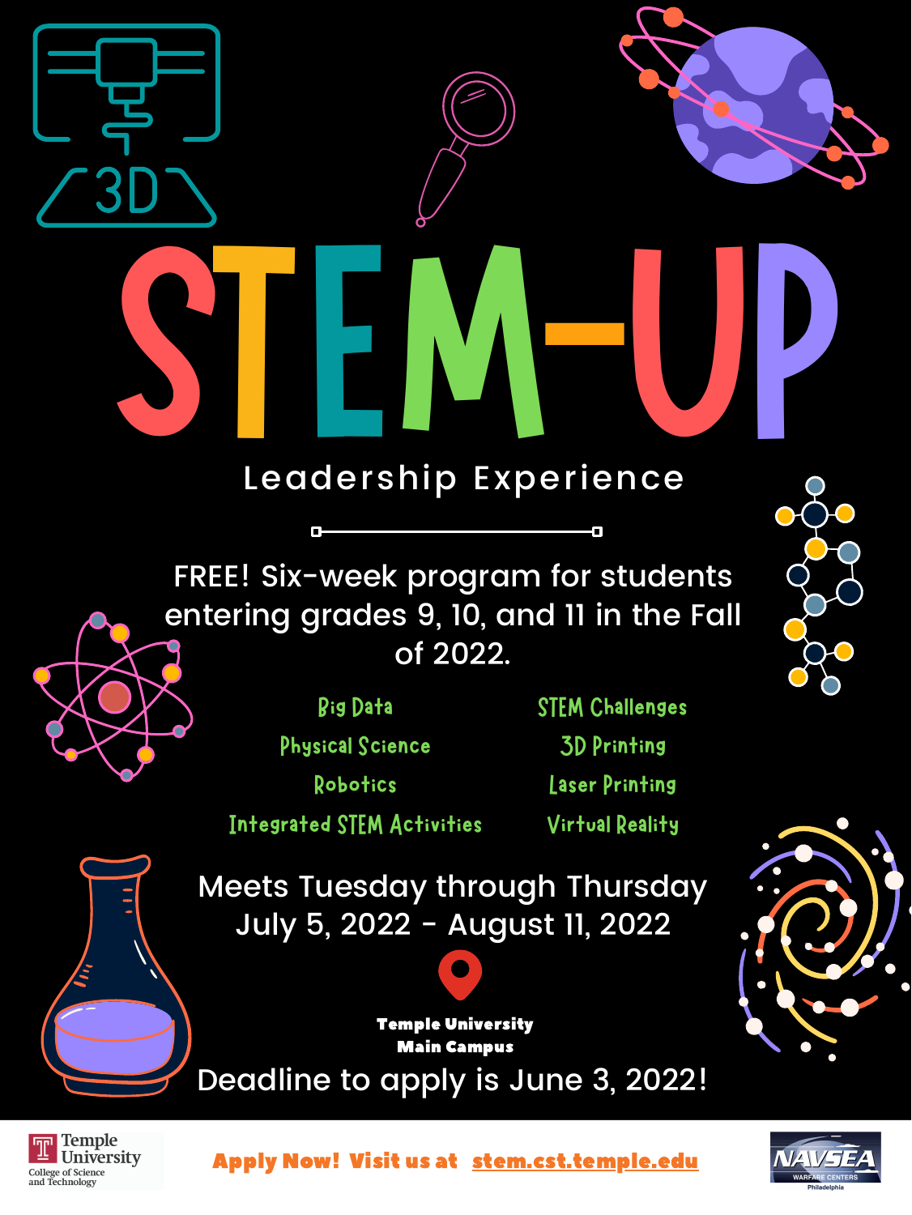# STEM-UP

## Leadership Experience

FREE! Six-week program for students entering grades 9, 10, and 11 in the Fall of 2022.

- Big Data
- Physical Science
- Robotics
- Integrated STEM Activities
- STEM Challenges
- 3D Printing
- Laser Printing
- Virtual Reality

Meets Tuesday through Thursday
July 5, 2022 - August 11, 2022

**Temple University**
**Main Campus**

Deadline to apply is June 3, 2022!

Temple University
College of Science and Technology

**Apply Now! Visit us at stem.cst.temple.edu**

NAVSEA
WARFARE CENTERS
Philadelphia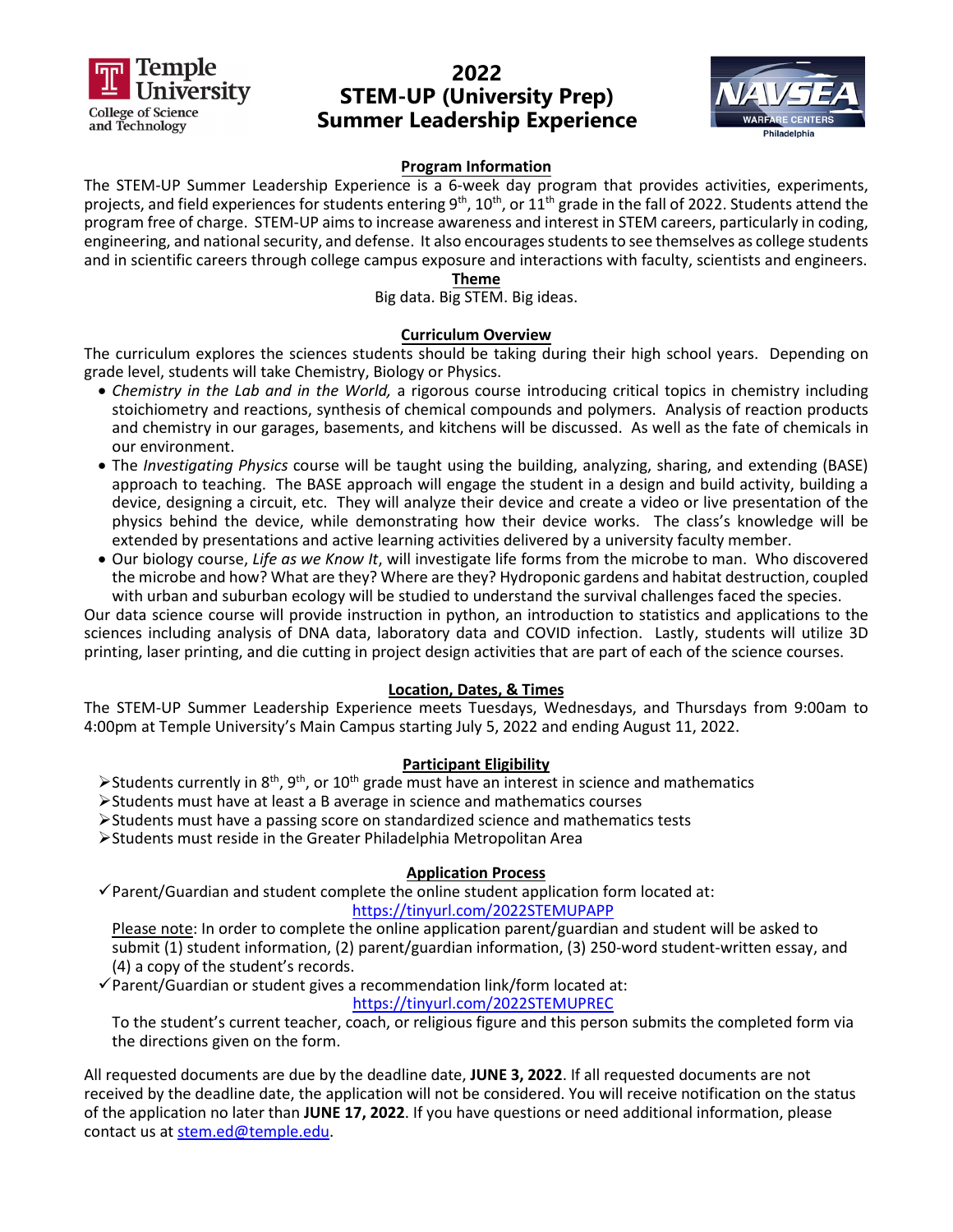# 2022 STEM-UP (University Prep) Summer Leadership Experience

Temple University College of Science and Technology

NAVSEA WARFARE CENTERS Philadelphia

## Program Information

The STEM-UP Summer Leadership Experience is a 6-week day program that provides activities, experiments, projects, and field experiences for students entering 9th, 10th, or 11th grade in the fall of 2022. Students attend the program free of charge. STEM-UP aims to increase awareness and interest in STEM careers, particularly in coding, engineering, and national security, and defense. It also encourages students to see themselves as college students and in scientific careers through college campus exposure and interactions with faculty, scientists and engineers.

## Theme

Big data. Big STEM. Big ideas.

## Curriculum Overview

The curriculum explores the sciences students should be taking during their high school years. Depending on grade level, students will take Chemistry, Biology or Physics.

- *Chemistry in the Lab and in the World,* a rigorous course introducing critical topics in chemistry including stoichiometry and reactions, synthesis of chemical compounds and polymers. Analysis of reaction products and chemistry in our garages, basements, and kitchens will be discussed. As well as the fate of chemicals in our environment.
- The *Investigating Physics* course will be taught using the building, analyzing, sharing, and extending (BASE) approach to teaching. The BASE approach will engage the student in a design and build activity, building a device, designing a circuit, etc. They will analyze their device and create a video or live presentation of the physics behind the device, while demonstrating how their device works. The class's knowledge will be extended by presentations and active learning activities delivered by a university faculty member.
- Our biology course, *Life as we Know It*, will investigate life forms from the microbe to man. Who discovered the microbe and how? What are they? Where are they? Hydroponic gardens and habitat destruction, coupled with urban and suburban ecology will be studied to understand the survival challenges faced the species.

Our data science course will provide instruction in python, an introduction to statistics and applications to the sciences including analysis of DNA data, laboratory data and COVID infection. Lastly, students will utilize 3D printing, laser printing, and die cutting in project design activities that are part of each of the science courses.

## Location, Dates, & Times

The STEM-UP Summer Leadership Experience meets Tuesdays, Wednesdays, and Thursdays from 9:00am to 4:00pm at Temple University's Main Campus starting July 5, 2022 and ending August 11, 2022.

## Participant Eligibility

- Students currently in 8th, 9th, or 10th grade must have an interest in science and mathematics
- Students must have at least a B average in science and mathematics courses
- Students must have a passing score on standardized science and mathematics tests
- Students must reside in the Greater Philadelphia Metropolitan Area

## Application Process

- ✓ Parent/Guardian and student complete the online student application form located at: https://tinyurl.com/2022STEMUPAPP

  Please note: In order to complete the online application parent/guardian and student will be asked to submit (1) student information, (2) parent/guardian information, (3) 250-word student-written essay, and (4) a copy of the student's records.
- ✓ Parent/Guardian or student gives a recommendation link/form located at: https://tinyurl.com/2022STEMUPREC

  To the student's current teacher, coach, or religious figure and this person submits the completed form via the directions given on the form.

All requested documents are due by the deadline date, **JUNE 3, 2022**. If all requested documents are not received by the deadline date, the application will not be considered. You will receive notification on the status of the application no later than **JUNE 17, 2022**. If you have questions or need additional information, please contact us at stem.ed@temple.edu.